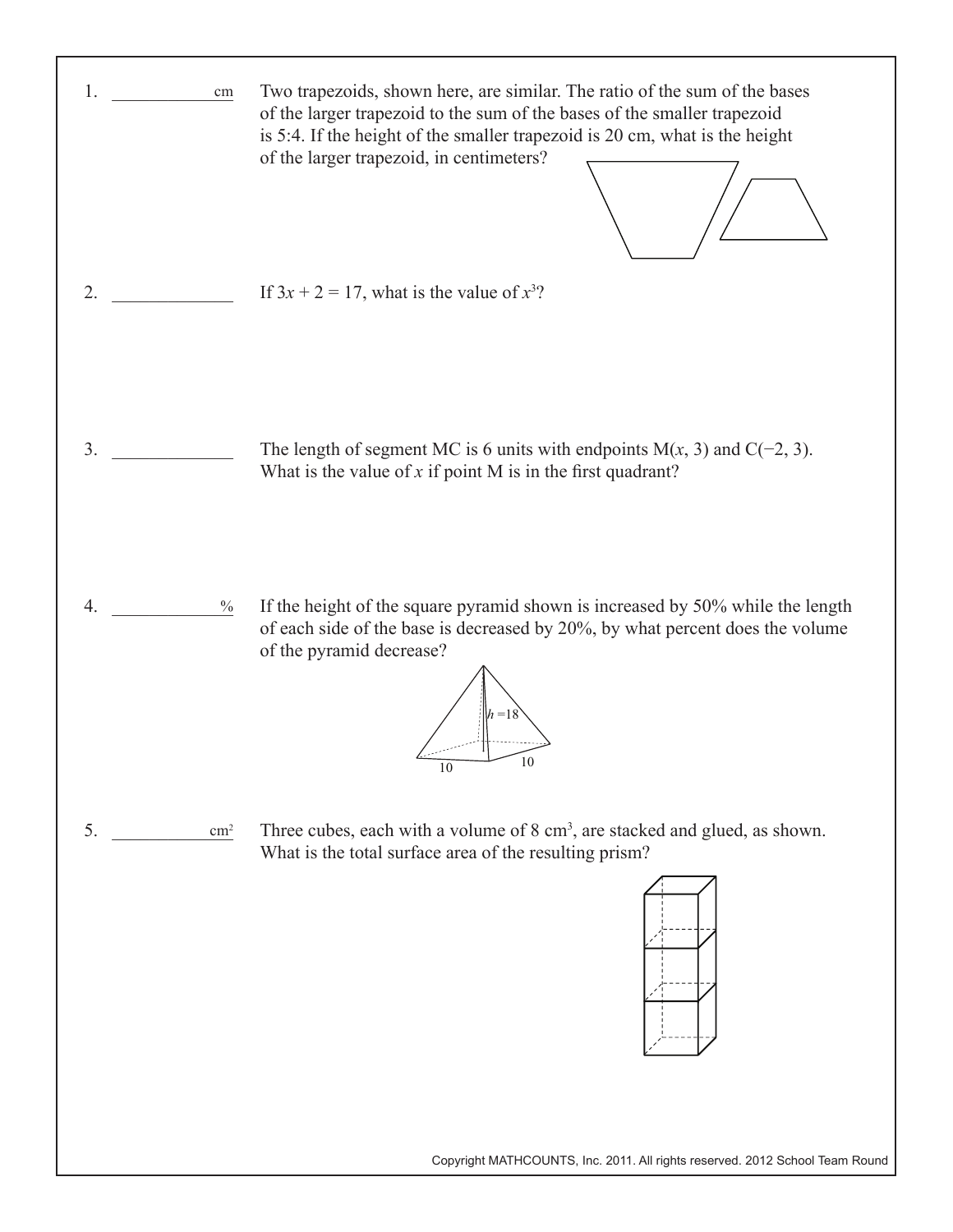1. ____________ cm Two trapezoids, shown here, are similar. The ratio of the sum of the bases of the larger trapezoid to the sum of the bases of the smaller trapezoid is 5:4. If the height of the smaller trapezoid is 20 cm, what is the height of the larger trapezoid, in centimeters?

2. ____________ If $3x + 2 = 17$, what is the value of $x^3$?

3. ____________ The length of segment MC is 6 units with endpoints M($x$, 3) and C(−2, 3). What is the value of $x$ if point M is in the first quadrant?

4. ____________ % If the height of the square pyramid shown is increased by 50% while the length of each side of the base is decreased by 20%, by what percent does the volume of the pyramid decrease?

$h = 18$

10 10

5. ____________ $cm^2$ Three cubes, each with a volume of 8 $cm^3$, are stacked and glued, as shown. What is the total surface area of the resulting prism?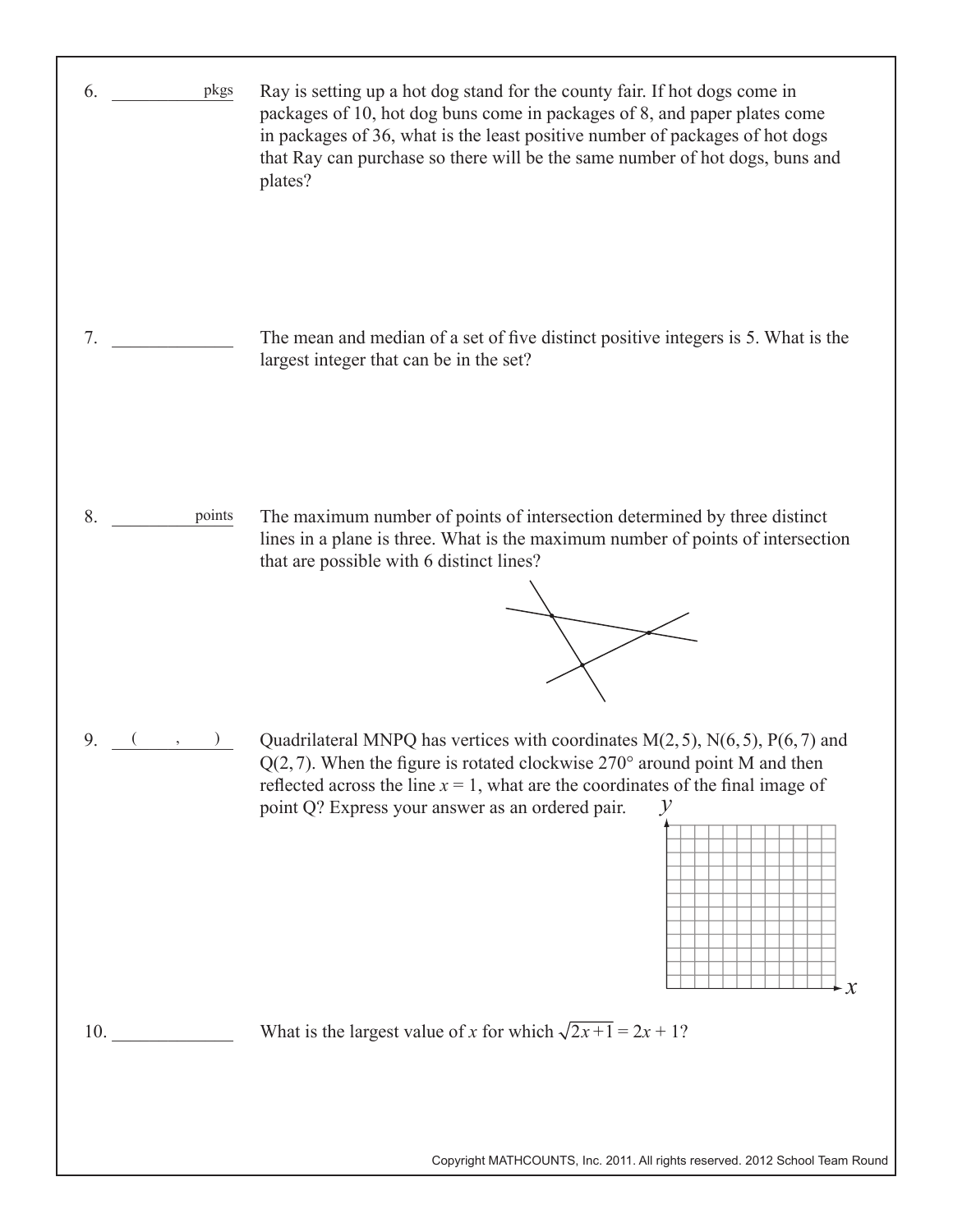6. ____________ pkgs

Ray is setting up a hot dog stand for the county fair. If hot dogs come in packages of 10, hot dog buns come in packages of 8, and paper plates come in packages of 36, what is the least positive number of packages of hot dogs that Ray can purchase so there will be the same number of hot dogs, buns and plates?

7. ____________

The mean and median of a set of five distinct positive integers is 5. What is the largest integer that can be in the set?

8. ____________ points

The maximum number of points of intersection determined by three distinct lines in a plane is three. What is the maximum number of points of intersection that are possible with 6 distinct lines?

9. ( ____ , ____ )

Quadrilateral MNPQ has vertices with coordinates M(2, 5), N(6, 5), P(6, 7) and Q(2, 7). When the figure is rotated clockwise 270° around point M and then reflected across the line $x = 1$, what are the coordinates of the final image of point Q? Express your answer as an ordered pair.

$y$

$x$

10. ____________

What is the largest value of $x$ for which $\sqrt{2x+1} = 2x + 1$?

Copyright MATHCOUNTS, Inc. 2011. All rights reserved. 2012 School Team Round